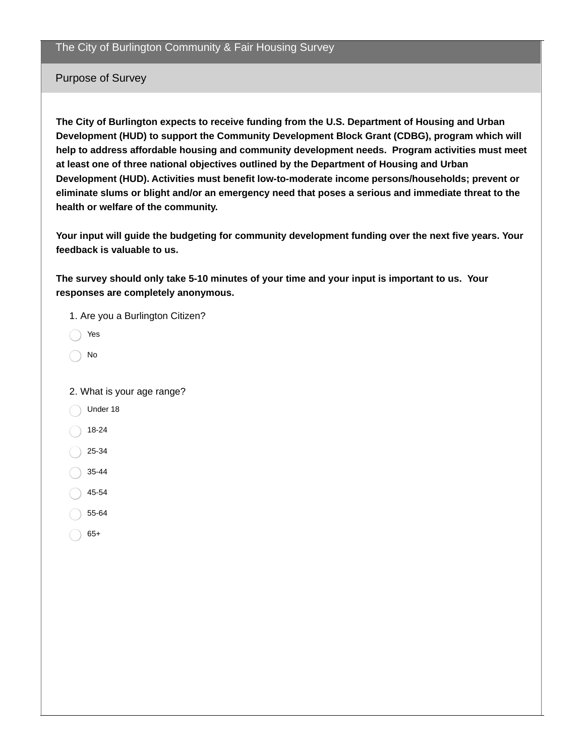# The City of Burlington Community & Fair Housing Survey

## Purpose of Survey

**The City of Burlington expects to receive funding from the U.S. Department of Housing and Urban Development (HUD) to support the Community Development Block Grant (CDBG), program which will help to address affordable housing and community development needs. Program activities must meet at least one of three national objectives outlined by the Department of Housing and Urban Development (HUD). Activities must benefit low-to-moderate income persons/households; prevent or eliminate slums or blight and/or an emergency need that poses a serious and immediate threat to the health or welfare of the community.**

**Your input will guide the budgeting for community development funding over the next five years. Your feedback is valuable to us.**

**The survey should only take 5-10 minutes of your time and your input is important to us. Your responses are completely anonymous.**

1. Are you a Burlington Citizen?

- ◯ Yes
- ◯ No

2. What is your age range?

- ◯ Under 18
- ◯ 18-24
- ◯ 25-34
- ◯ 35-44
- ◯ 45-54
- ◯ 55-64
- ◯ 65+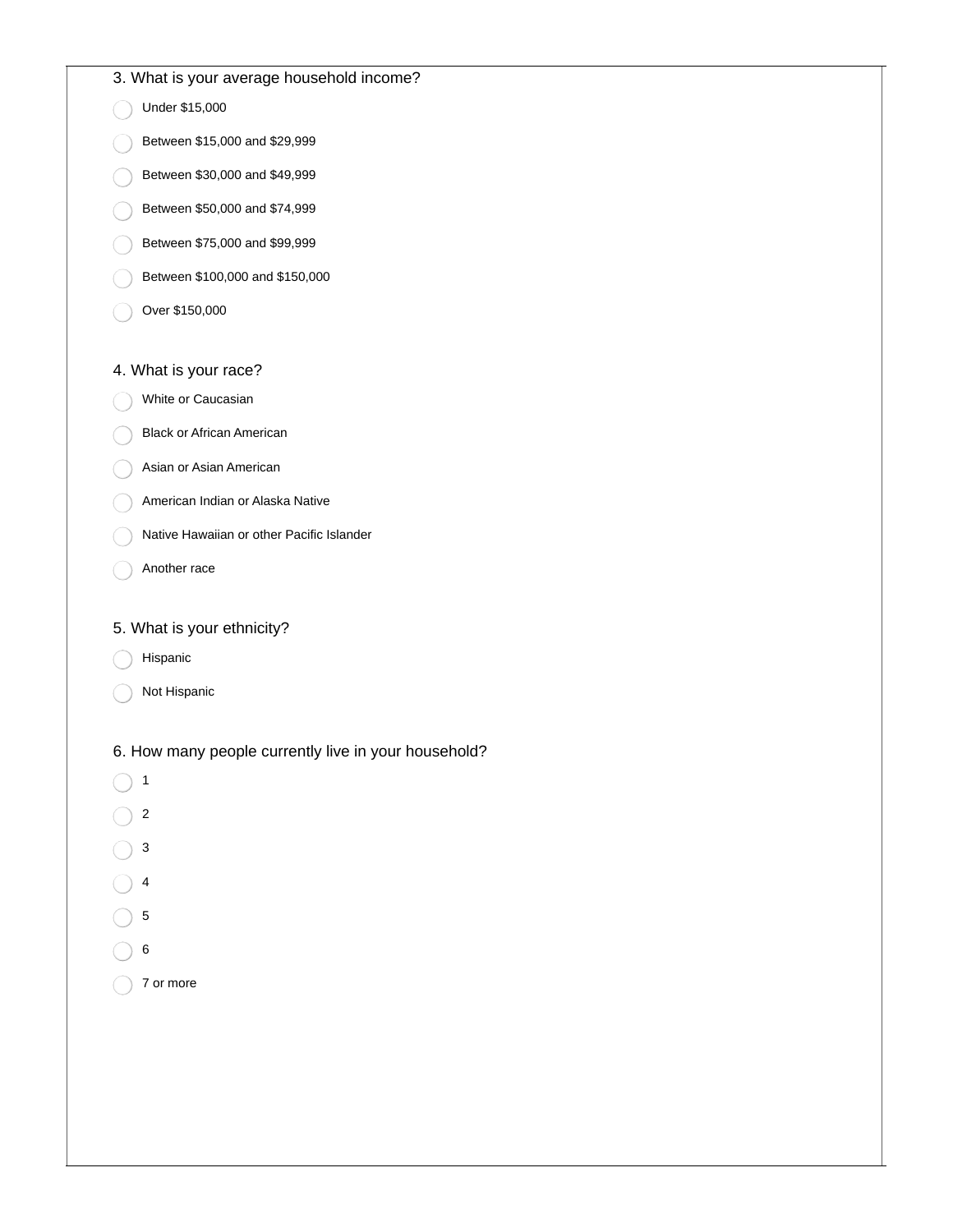3. What is your average household income?

- Under $15,000
- Between $15,000 and $29,999
- Between $30,000 and $49,999
- Between $50,000 and $74,999
- Between $75,000 and $99,999
- Between $100,000 and $150,000
- Over $150,000

4. What is your race?

- White or Caucasian
- Black or African American
- Asian or Asian American
- American Indian or Alaska Native
- Native Hawaiian or other Pacific Islander
- Another race

5. What is your ethnicity?

- Hispanic
- Not Hispanic

6. How many people currently live in your household?

- 1
- 2
- 3
- 4
- 5
- 6
- 7 or more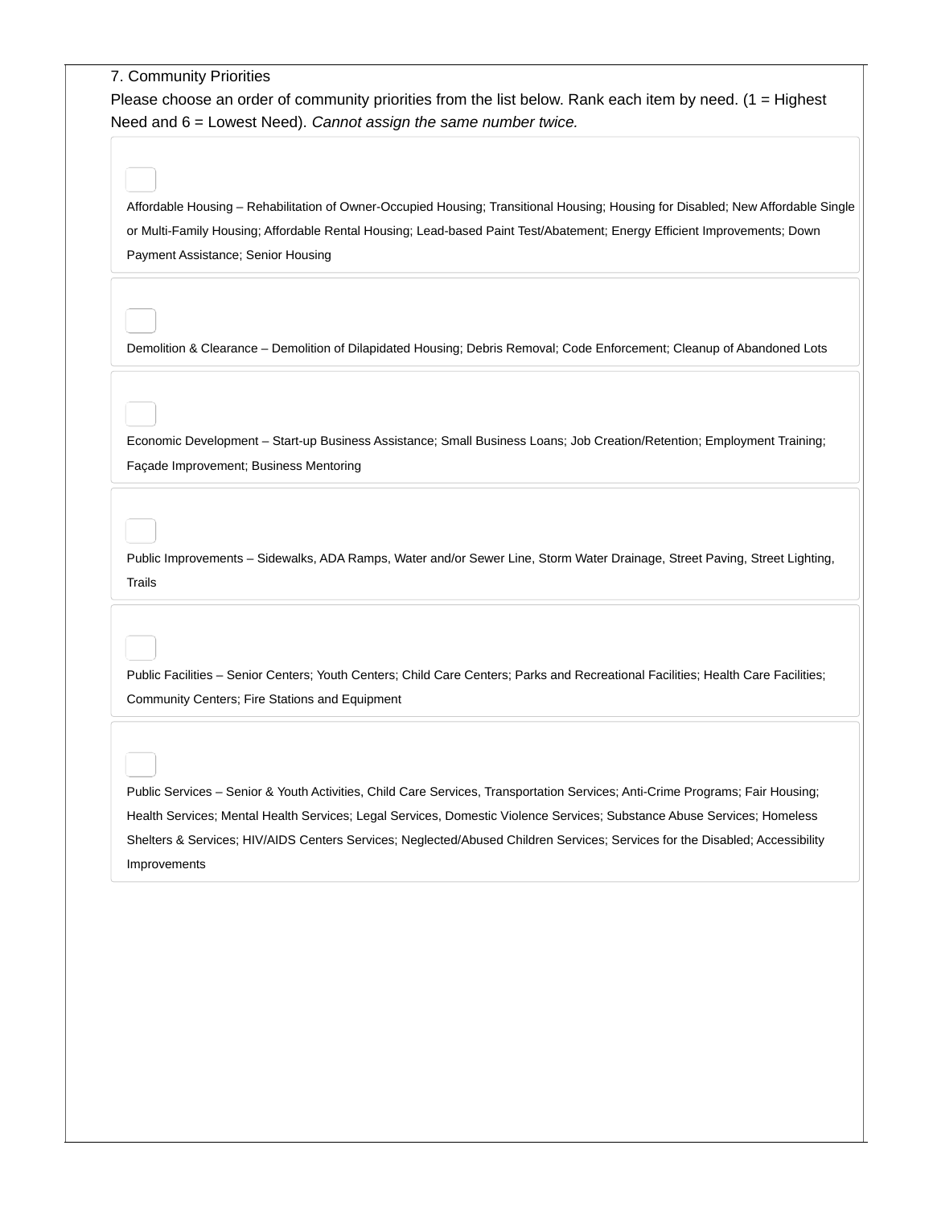7. Community Priorities

Please choose an order of community priorities from the list below. Rank each item by need. (1 = Highest Need and 6 = Lowest Need). *Cannot assign the same number twice.*

- [ ] Affordable Housing – Rehabilitation of Owner-Occupied Housing; Transitional Housing; Housing for Disabled; New Affordable Single or Multi-Family Housing; Affordable Rental Housing; Lead-based Paint Test/Abatement; Energy Efficient Improvements; Down Payment Assistance; Senior Housing

- [ ] Demolition & Clearance – Demolition of Dilapidated Housing; Debris Removal; Code Enforcement; Cleanup of Abandoned Lots

- [ ] Economic Development – Start-up Business Assistance; Small Business Loans; Job Creation/Retention; Employment Training; Façade Improvement; Business Mentoring

- [ ] Public Improvements – Sidewalks, ADA Ramps, Water and/or Sewer Line, Storm Water Drainage, Street Paving, Street Lighting, Trails

- [ ] Public Facilities – Senior Centers; Youth Centers; Child Care Centers; Parks and Recreational Facilities; Health Care Facilities; Community Centers; Fire Stations and Equipment

- [ ] Public Services – Senior & Youth Activities, Child Care Services, Transportation Services; Anti-Crime Programs; Fair Housing; Health Services; Mental Health Services; Legal Services, Domestic Violence Services; Substance Abuse Services; Homeless Shelters & Services; HIV/AIDS Centers Services; Neglected/Abused Children Services; Services for the Disabled; Accessibility Improvements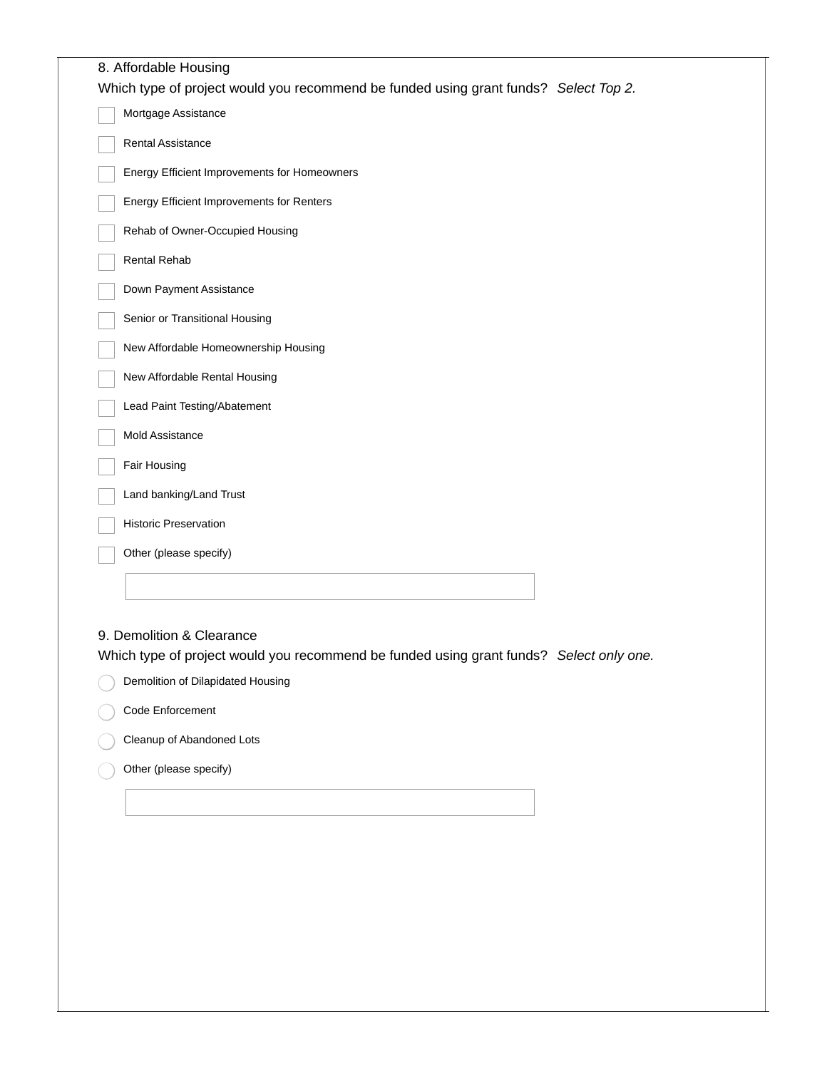8. Affordable Housing

Which type of project would you recommend be funded using grant funds? *Select Top 2.*

- [ ] Mortgage Assistance
- [ ] Rental Assistance
- [ ] Energy Efficient Improvements for Homeowners
- [ ] Energy Efficient Improvements for Renters
- [ ] Rehab of Owner-Occupied Housing
- [ ] Rental Rehab
- [ ] Down Payment Assistance
- [ ] Senior or Transitional Housing
- [ ] New Affordable Homeownership Housing
- [ ] New Affordable Rental Housing
- [ ] Lead Paint Testing/Abatement
- [ ] Mold Assistance
- [ ] Fair Housing
- [ ] Land banking/Land Trust
- [ ] Historic Preservation
- [ ] Other (please specify)

9. Demolition & Clearance

Which type of project would you recommend be funded using grant funds? *Select only one.*

- ( ) Demolition of Dilapidated Housing
- ( ) Code Enforcement
- ( ) Cleanup of Abandoned Lots
- ( ) Other (please specify)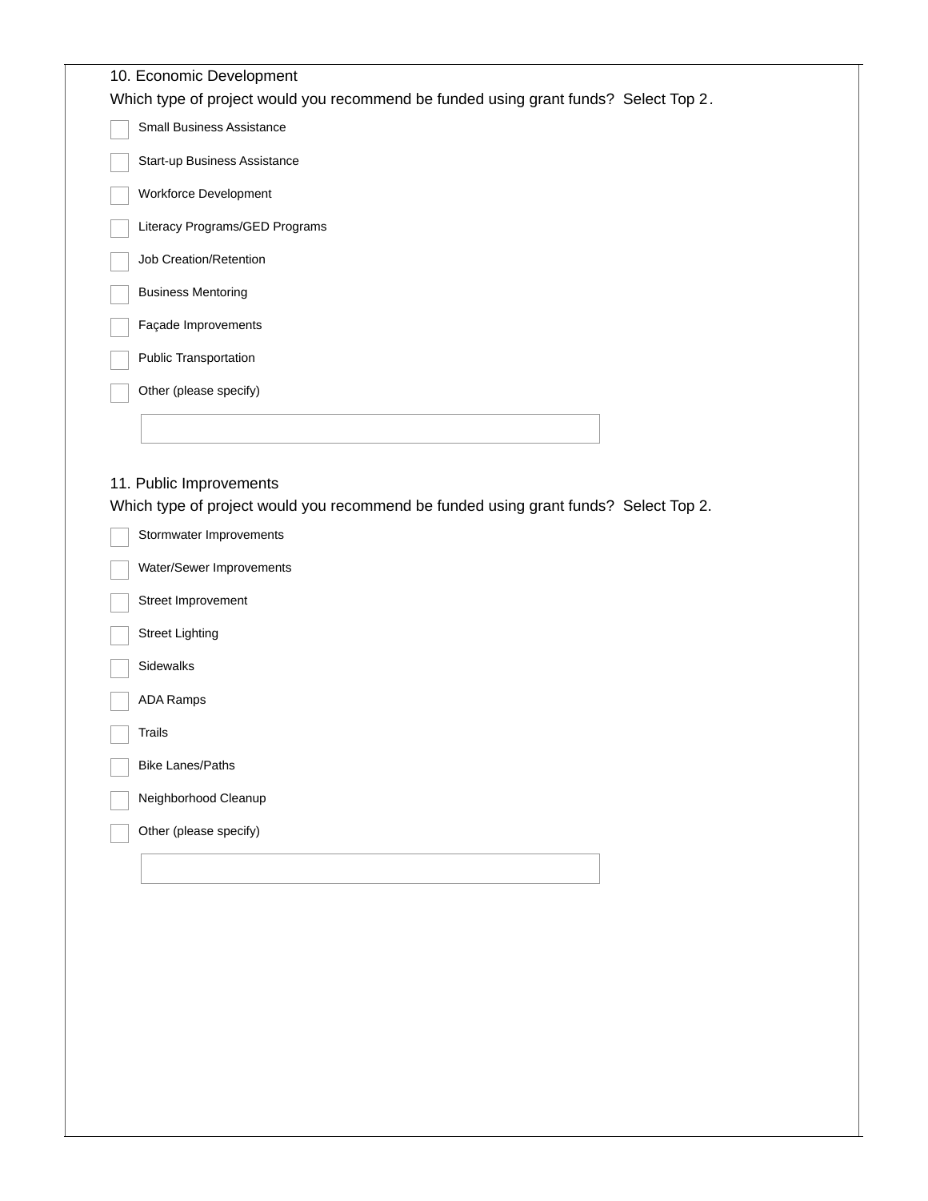10. Economic Development

Which type of project would you recommend be funded using grant funds? Select Top 2.

- [ ] Small Business Assistance
- [ ] Start-up Business Assistance
- [ ] Workforce Development
- [ ] Literacy Programs/GED Programs
- [ ] Job Creation/Retention
- [ ] Business Mentoring
- [ ] Façade Improvements
- [ ] Public Transportation
- [ ] Other (please specify)

11. Public Improvements

Which type of project would you recommend be funded using grant funds? Select Top 2.

- [ ] Stormwater Improvements
- [ ] Water/Sewer Improvements
- [ ] Street Improvement
- [ ] Street Lighting
- [ ] Sidewalks
- [ ] ADA Ramps
- [ ] Trails
- [ ] Bike Lanes/Paths
- [ ] Neighborhood Cleanup
- [ ] Other (please specify)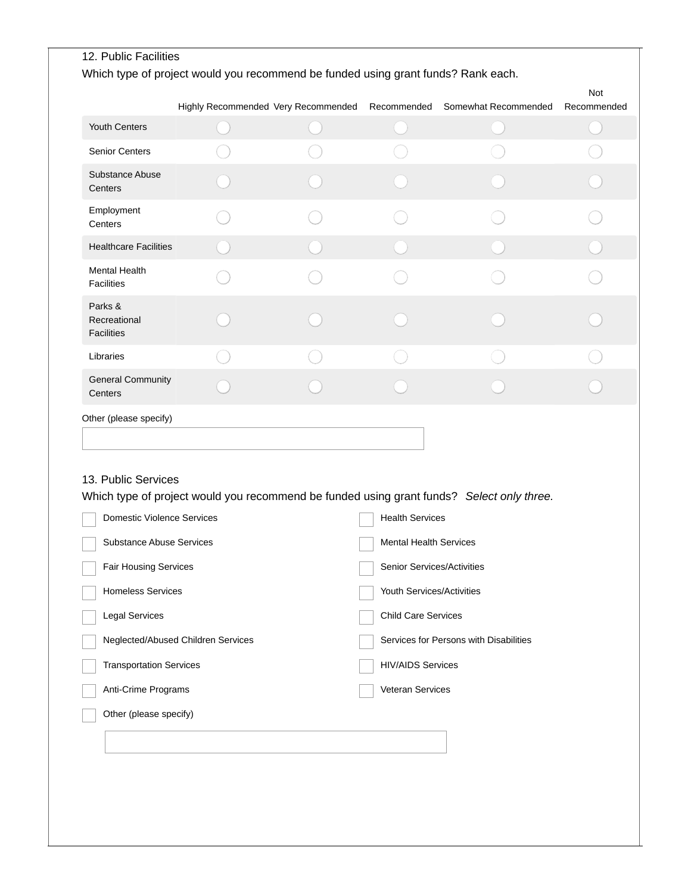12. Public Facilities

Which type of project would you recommend be funded using grant funds? Rank each.

| | Highly Recommended | Very Recommended | Recommended | Somewhat Recommended | Not Recommended |
|---|---|---|---|---|---|
| Youth Centers | ○ | ○ | ○ | ○ | ○ |
| Senior Centers | ○ | ○ | ○ | ○ | ○ |
| Substance Abuse Centers | ○ | ○ | ○ | ○ | ○ |
| Employment Centers | ○ | ○ | ○ | ○ | ○ |
| Healthcare Facilities | ○ | ○ | ○ | ○ | ○ |
| Mental Health Facilities | ○ | ○ | ○ | ○ | ○ |
| Parks & Recreational Facilities | ○ | ○ | ○ | ○ | ○ |
| Libraries | ○ | ○ | ○ | ○ | ○ |
| General Community Centers | ○ | ○ | ○ | ○ | ○ |

Other (please specify)

[ ]

13. Public Services

Which type of project would you recommend be funded using grant funds? *Select only three.*

- [ ] Domestic Violence Services
- [ ] Substance Abuse Services
- [ ] Fair Housing Services
- [ ] Homeless Services
- [ ] Legal Services
- [ ] Neglected/Abused Children Services
- [ ] Transportation Services
- [ ] Anti-Crime Programs
- [ ] Health Services
- [ ] Mental Health Services
- [ ] Senior Services/Activities
- [ ] Youth Services/Activities
- [ ] Child Care Services
- [ ] Services for Persons with Disabilities
- [ ] HIV/AIDS Services
- [ ] Veteran Services
- [ ] Other (please specify)

[ ]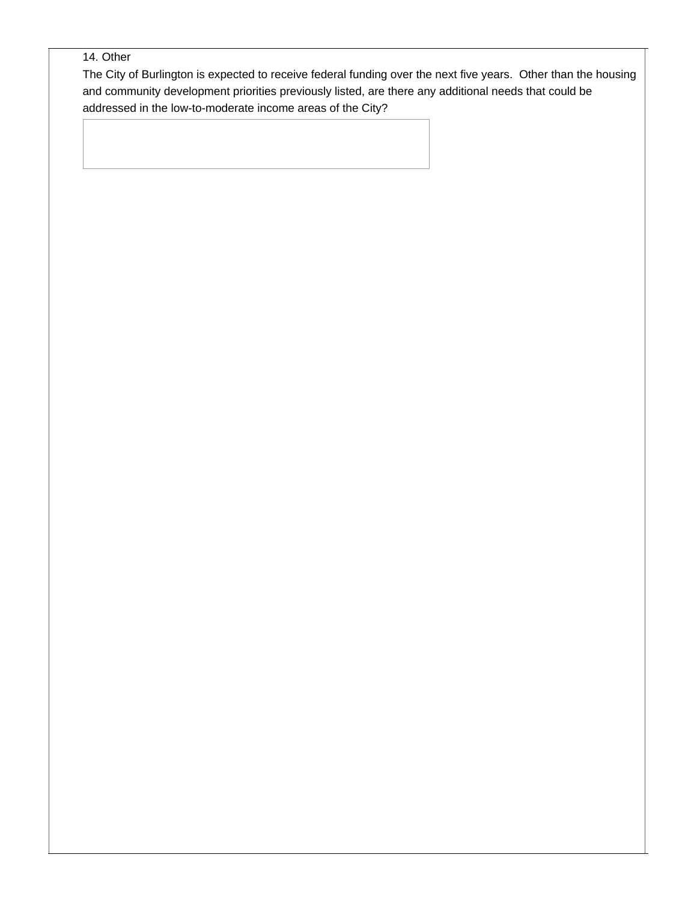14. Other

The City of Burlington is expected to receive federal funding over the next five years. Other than the housing and community development priorities previously listed, are there any additional needs that could be addressed in the low-to-moderate income areas of the City?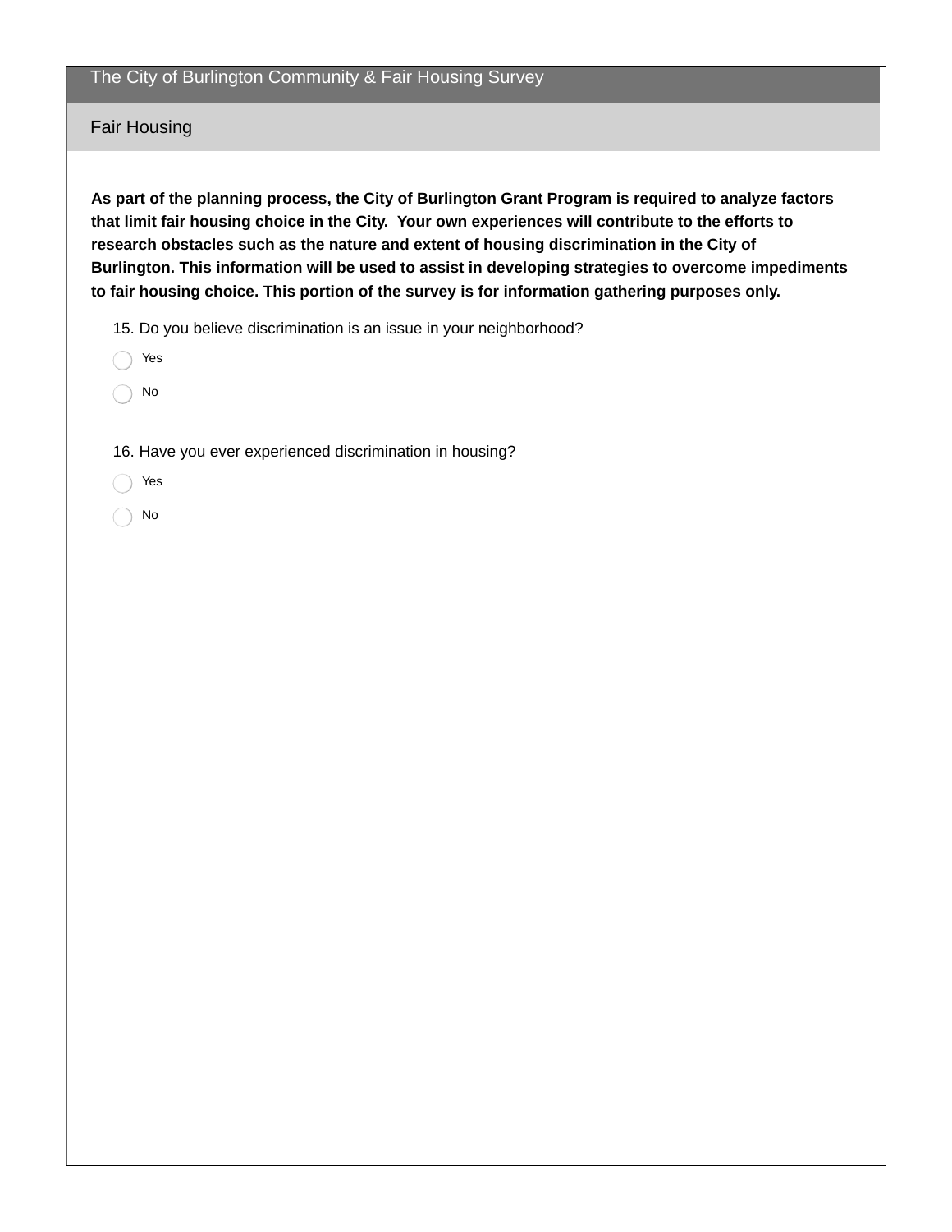# The City of Burlington Community & Fair Housing Survey

## Fair Housing

**As part of the planning process, the City of Burlington Grant Program is required to analyze factors that limit fair housing choice in the City. Your own experiences will contribute to the efforts to research obstacles such as the nature and extent of housing discrimination in the City of Burlington. This information will be used to assist in developing strategies to overcome impediments to fair housing choice. This portion of the survey is for information gathering purposes only.**

15. Do you believe discrimination is an issue in your neighborhood?

- ◯ Yes
- ◯ No

16. Have you ever experienced discrimination in housing?

- ◯ Yes
- ◯ No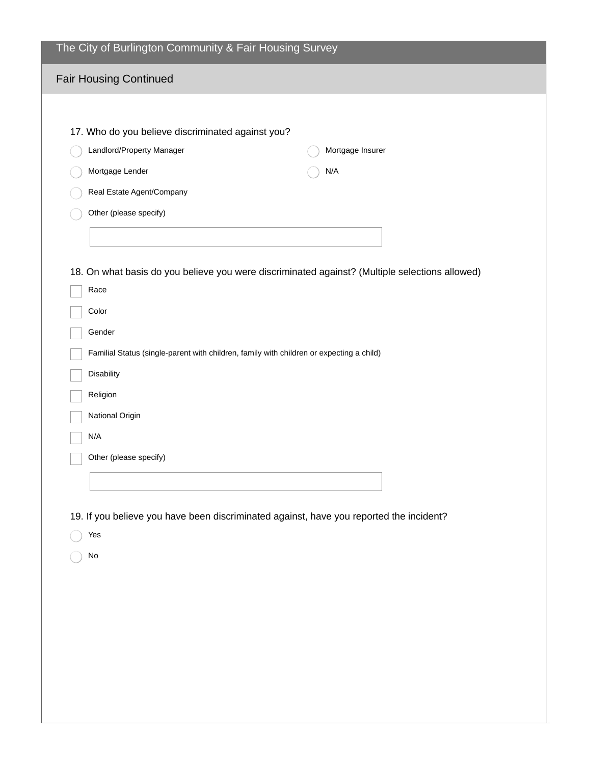# The City of Burlington Community & Fair Housing Survey

## Fair Housing Continued

17. Who do you believe discriminated against you?

- ◯ Landlord/Property Manager
- ◯ Mortgage Lender
- ◯ Real Estate Agent/Company
- ◯ Other (please specify)
- ◯ Mortgage Insurer
- ◯ N/A

______________________________

18. On what basis do you believe you were discriminated against? (Multiple selections allowed)

- ☐ Race
- ☐ Color
- ☐ Gender
- ☐ Familial Status (single-parent with children, family with children or expecting a child)
- ☐ Disability
- ☐ Religion
- ☐ National Origin
- ☐ N/A
- ☐ Other (please specify)

______________________________

19. If you believe you have been discriminated against, have you reported the incident?

- ◯ Yes
- ◯ No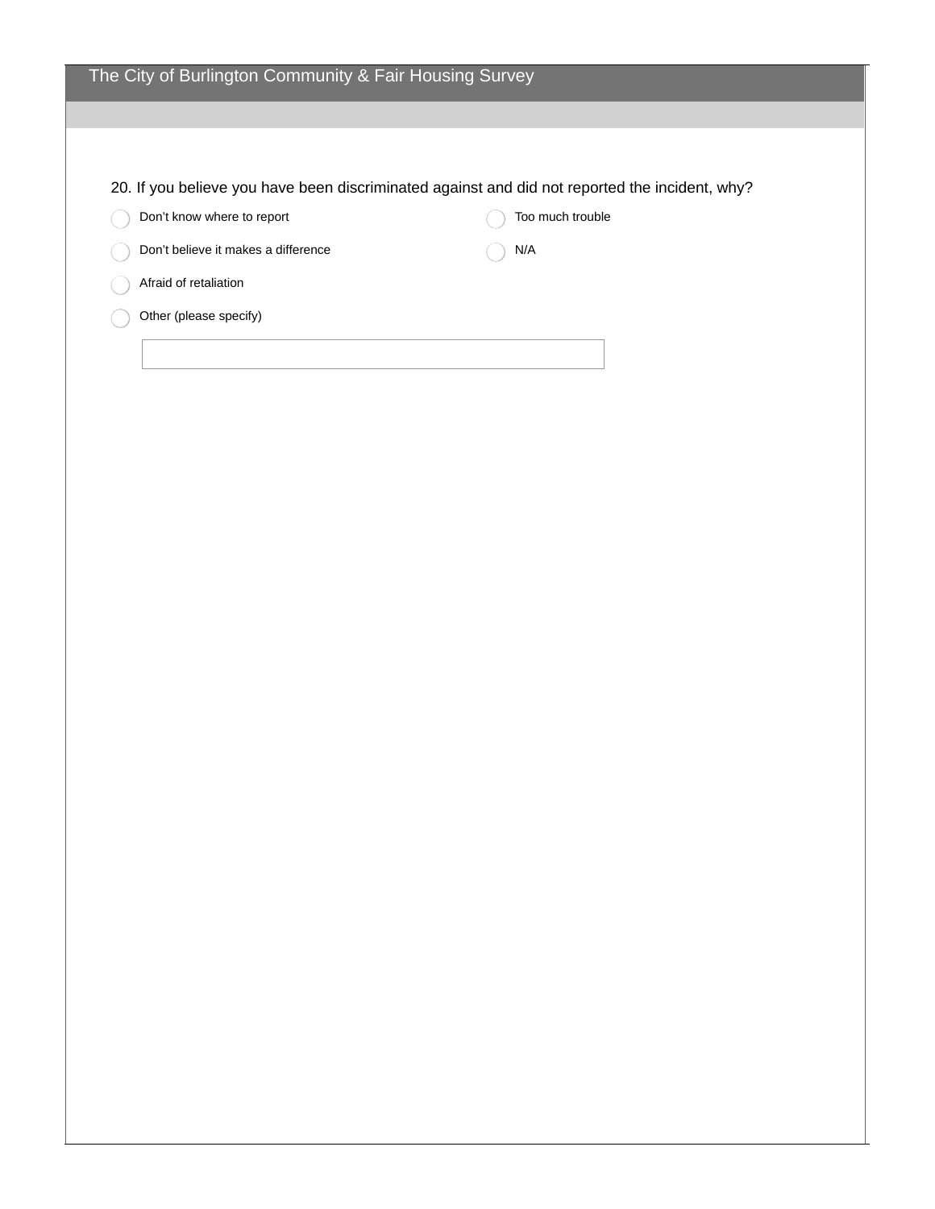# The City of Burlington Community & Fair Housing Survey

20. If you believe you have been discriminated against and did not reported the incident, why?

- Don't know where to report
- Don't believe it makes a difference
- Afraid of retaliation
- Too much trouble
- N/A
- Other (please specify)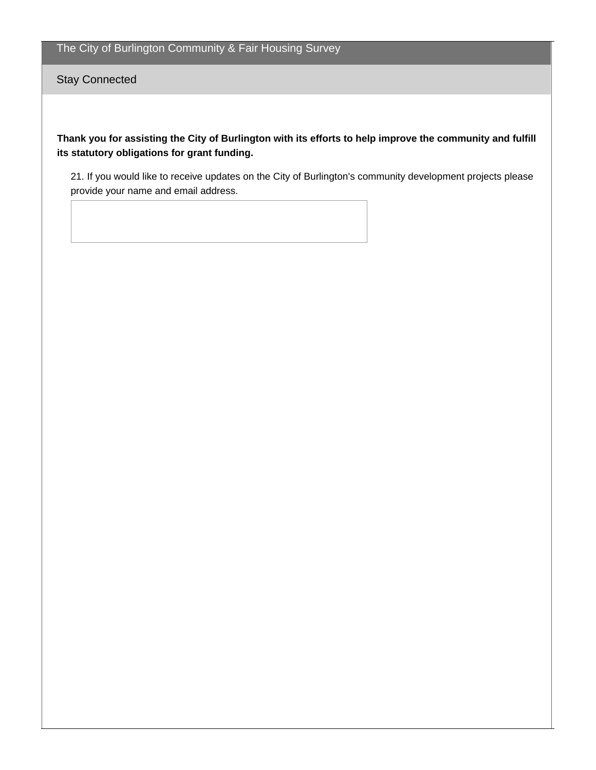The City of Burlington Community & Fair Housing Survey

## Stay Connected

**Thank you for assisting the City of Burlington with its efforts to help improve the community and fulfill its statutory obligations for grant funding.**

21. If you would like to receive updates on the City of Burlington's community development projects please provide your name and email address.